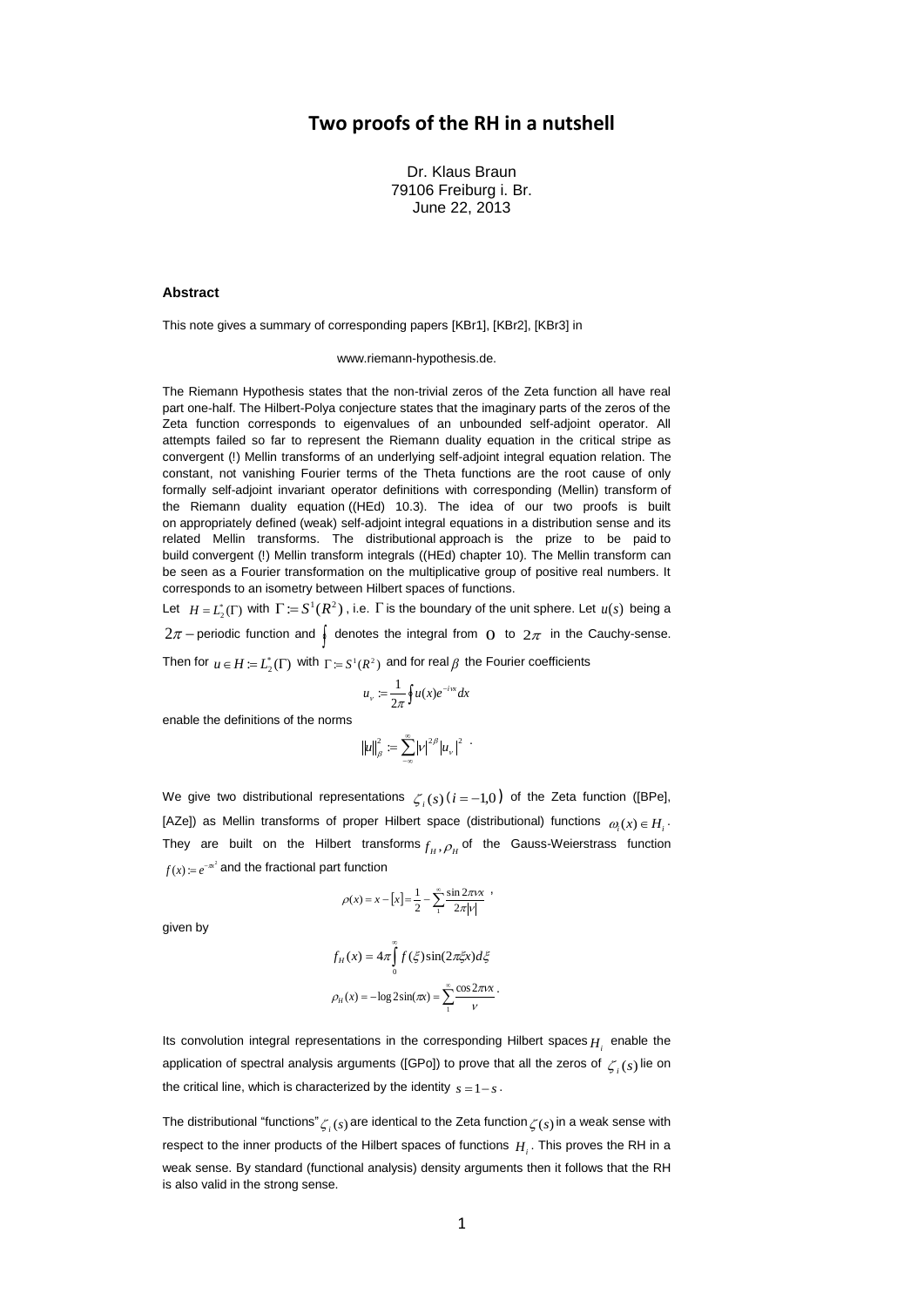# Two proofs of the RH in a nutshell

Dr. Klaus Braun
79106 Freiburg i. Br.
June 22, 2013

### Abstract

This note gives a summary of corresponding papers [KBr1], [KBr2], [KBr3] in

www.riemann-hypothesis.de.

The Riemann Hypothesis states that the non-trivial zeros of the Zeta function all have real part one-half. The Hilbert-Polya conjecture states that the imaginary parts of the zeros of the Zeta function corresponds to eigenvalues of an unbounded self-adjoint operator. All attempts failed so far to represent the Riemann duality equation in the critical stripe as convergent (!) Mellin transforms of an underlying self-adjoint integral equation relation. The constant, not vanishing Fourier terms of the Theta functions are the root cause of only formally self-adjoint invariant operator definitions with corresponding (Mellin) transform of the Riemann duality equation ((HEd) 10.3). The idea of our two proofs is built on appropriately defined (weak) self-adjoint integral equations in a distribution sense and its related Mellin transforms. The distributional approach is the prize to be paid to build convergent (!) Mellin transform integrals ((HEd) chapter 10). The Mellin transform can be seen as a Fourier transformation on the multiplicative group of positive real numbers. It corresponds to an isometry between Hilbert spaces of functions.

Let $H = L_2^*(\Gamma)$ with $\Gamma := S^1(R^2)$, i.e. $\Gamma$ is the boundary of the unit sphere. Let $u(s)$ being a $2\pi-$periodic function and $\oint$ denotes the integral from $0$ to $2\pi$ in the Cauchy-sense. Then for $u \in H := L_2^*(\Gamma)$ with $\Gamma := S^1(R^2)$ and for real $\beta$ the Fourier coefficients

$$u_\nu := \frac{1}{2\pi}\oint u(x)e^{-i\nu x}dx$$

enable the definitions of the norms

$$\|u\|_\beta^2 := \sum_{-\infty}^{\infty}|\nu|^{2\beta}|u_\nu|^2 \ .$$

We give two distributional representations $\zeta_i(s)\,(i=-1,0)$ of the Zeta function ([BPe], [AZe]) as Mellin transforms of proper Hilbert space (distributional) functions $\omega_i(x) \in H_i$. They are built on the Hilbert transforms $f_H, \rho_H$ of the Gauss-Weierstrass function $f(x) := e^{-\pi x^2}$ and the fractional part function

$$\rho(x) = x - [x] = \frac{1}{2} - \sum_1^{\infty}\frac{\sin 2\pi\nu x}{2\pi|\nu|} \ ,$$

given by

$$f_H(x) = 4\pi\int_0^{\infty} f(\xi)\sin(2\pi\xi x)d\xi$$

$$\rho_H(x) = -\log 2\sin(\pi x) = \sum_1^{\infty}\frac{\cos 2\pi\nu x}{\nu} \ .$$

Its convolution integral representations in the corresponding Hilbert spaces $H_i$ enable the application of spectral analysis arguments ([GPo]) to prove that all the zeros of $\zeta_i(s)$ lie on the critical line, which is characterized by the identity $s = 1 - s$.

The distributional "functions" $\zeta_i(s)$ are identical to the Zeta function $\zeta(s)$ in a weak sense with respect to the inner products of the Hilbert spaces of functions $H_i$. This proves the RH in a weak sense. By standard (functional analysis) density arguments then it follows that the RH is also valid in the strong sense.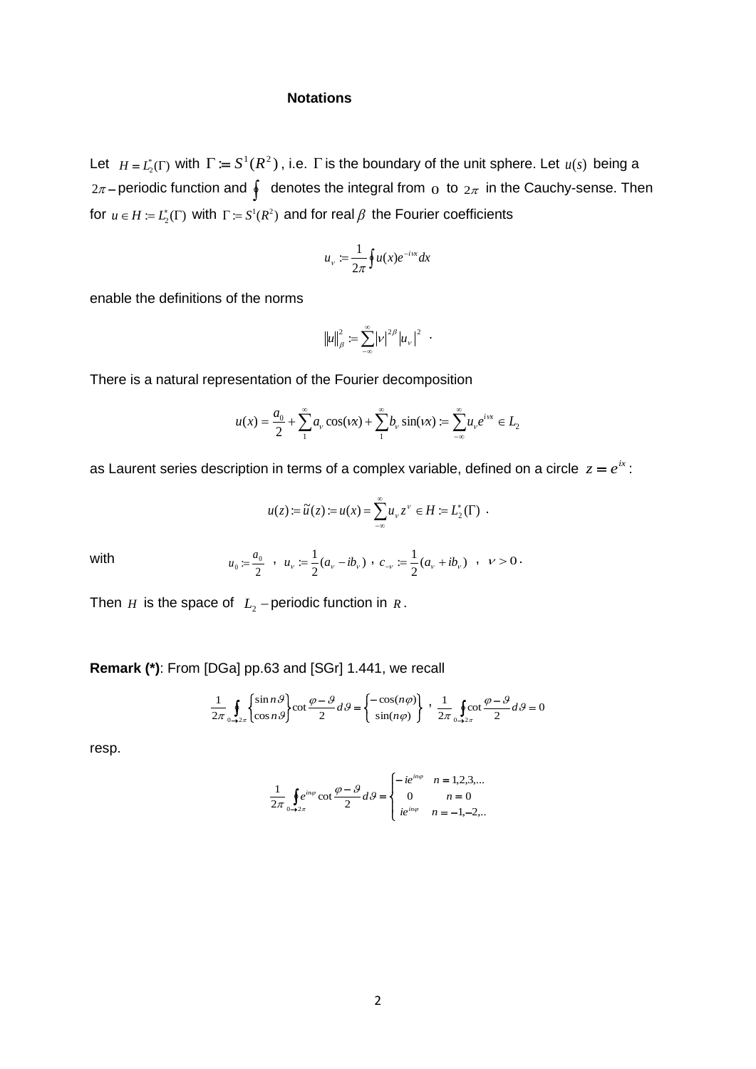**Notations**

Let $H = L_2^*(\Gamma)$ with $\Gamma := S^1(R^2)$, i.e. $\Gamma$ is the boundary of the unit sphere. Let $u(s)$ being a $2\pi-$periodic function and $\oint$ denotes the integral from $0$ to $2\pi$ in the Cauchy-sense. Then for $u \in H := L_2^*(\Gamma)$ with $\Gamma := S^1(R^2)$ and for real $\beta$ the Fourier coefficients

$$u_\nu := \frac{1}{2\pi}\oint u(x)e^{-i\nu x}dx$$

enable the definitions of the norms

$$\|u\|_\beta^2 := \sum_{-\infty}^{\infty}|\nu|^{2\beta}|u_\nu|^2 \quad .$$

There is a natural representation of the Fourier decomposition

$$u(x) = \frac{a_0}{2} + \sum_1^\infty a_\nu \cos(\nu x) + \sum_1^\infty b_\nu \sin(\nu x) := \sum_{-\infty}^{\infty} u_\nu e^{i\nu x} \in L_2$$

as Laurent series description in terms of a complex variable, defined on a circle $z = e^{ix}$:

$$u(z) := \tilde{u}(z) := u(x) = \sum_{-\infty}^{\infty} u_\nu z^\nu \in H := L_2^*(\Gamma) \quad .$$

with $\qquad u_0 := \dfrac{a_0}{2} \;,\; u_\nu := \dfrac{1}{2}(a_\nu - ib_\nu) \;,\; c_{-\nu} := \dfrac{1}{2}(a_\nu + ib_\nu) \;,\; \nu > 0 \,.$

Then $H$ is the space of $L_2-$periodic function in $R$.

**Remark (*)**: From [DGa] pp.63 and [SGr] 1.441, we recall

$$\frac{1}{2\pi}\oint_{0\to 2\pi}\begin{Bmatrix}\sin n\vartheta \\ \cos n\vartheta\end{Bmatrix}\cot\frac{\varphi-\vartheta}{2}d\vartheta = \begin{Bmatrix}-\cos(n\varphi) \\ \sin(n\varphi)\end{Bmatrix} \;,\; \frac{1}{2\pi}\oint_{0\to 2\pi}\cot\frac{\varphi-\vartheta}{2}d\vartheta = 0$$

resp.

$$\frac{1}{2\pi}\oint_{0\to 2\pi}e^{in\varphi}\cot\frac{\varphi-\vartheta}{2}d\vartheta = \begin{cases}-ie^{in\varphi} & n = 1,2,3,... \\ 0 & n = 0 \\ ie^{in\varphi} & n = -1,-2,..\end{cases}$$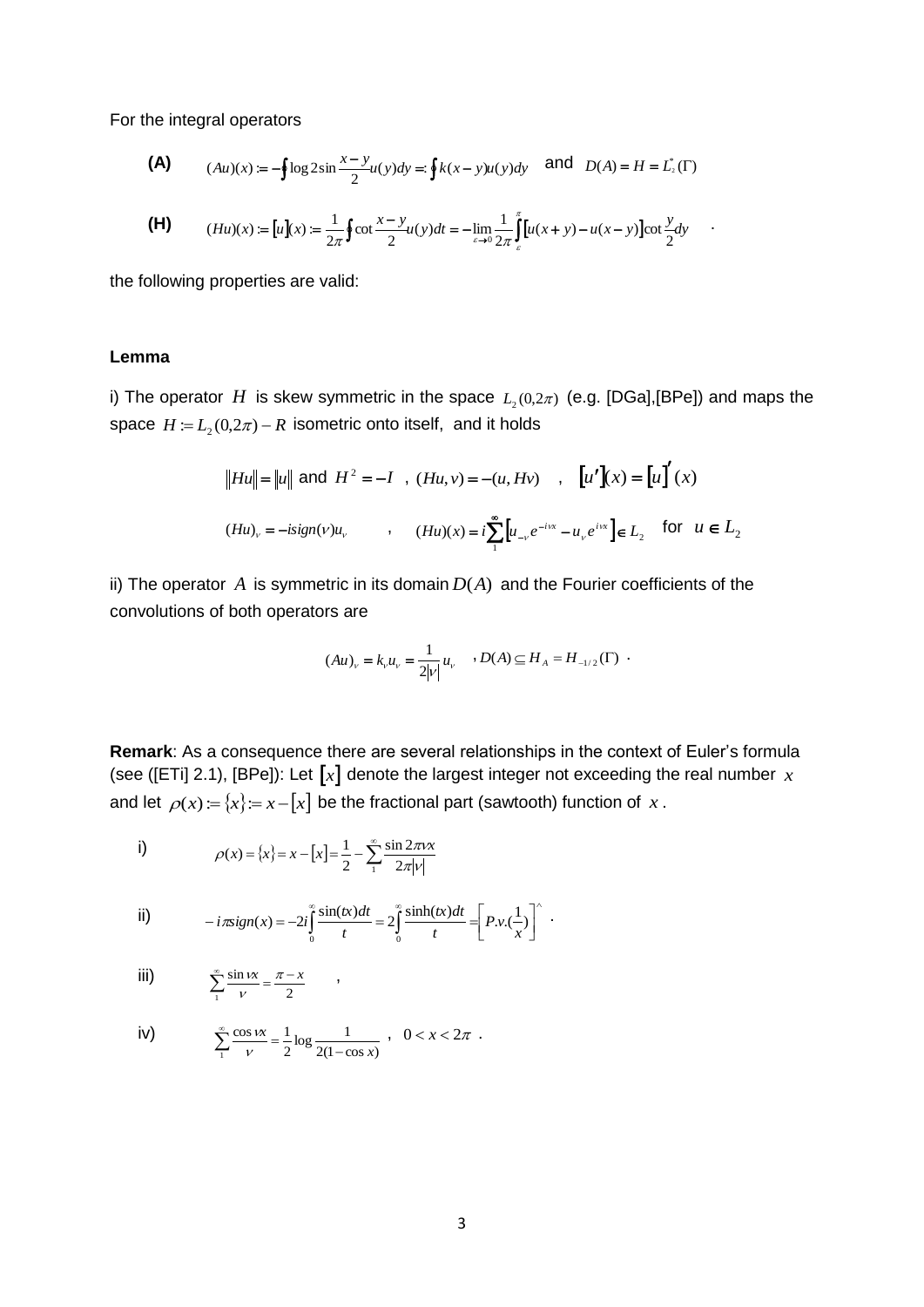For the integral operators

**(A)** $$(Au)(x) := -\oint \log 2\sin\frac{x-y}{2}u(y)dy =: \oint k(x-y)u(y)dy \quad \text{and} \quad D(A) = H = L_2^*(\Gamma)$$

**(H)** $$(Hu)(x) := [u](x) := \frac{1}{2\pi}\oint \cot\frac{x-y}{2}u(y)dt = -\lim_{\varepsilon\to 0}\frac{1}{2\pi}\int_{\varepsilon}^{\pi}[u(x+y)-u(x-y)]\cot\frac{y}{2}dy \quad .$$

the following properties are valid:

**Lemma**

i) The operator $H$ is skew symmetric in the space $L_2(0,2\pi)$ (e.g. [DGa],[BPe]) and maps the space $H := L_2(0,2\pi) - R$ isometric onto itself, and it holds

$$\|Hu\| = \|u\| \text{ and } H^2 = -I \quad , \quad (Hu,v) = -(u,Hv) \quad , \quad [u'](x) = [u]'(x)$$

$$(Hu)_\nu = -i\,sign(\nu)u_\nu \qquad , \qquad (Hu)(x) = i\sum_1^\infty \left[u_{-\nu}e^{-i\nu x} - u_\nu e^{i\nu x}\right] \in L_2 \quad \text{for } u \in L_2$$

ii) The operator $A$ is symmetric in its domain $D(A)$ and the Fourier coefficients of the convolutions of both operators are

$$(Au)_\nu = k_\nu u_\nu = \frac{1}{2|\nu|}u_\nu \quad , D(A) \subseteq H_A = H_{-1/2}(\Gamma) \ .$$

**Remark**: As a consequence there are several relationships in the context of Euler's formula (see ([ETi] 2.1), [BPe]): Let $[x]$ denote the largest integer not exceeding the real number $x$ and let $\rho(x) := \{x\} := x - [x]$ be the fractional part (sawtooth) function of $x$.

i) $$\rho(x) = \{x\} = x - [x] = \frac{1}{2} - \sum_1^\infty \frac{\sin 2\pi\nu x}{2\pi|\nu|}$$

ii) $$-i\pi\,sign(x) = -2i\int_0^\infty \frac{\sin(tx)dt}{t} = 2\int_0^\infty \frac{\sinh(tx)dt}{t} = \left[P.v.(\frac{1}{x})\right]^\wedge \ .$$

iii) $$\sum_1^\infty \frac{\sin\nu x}{\nu} = \frac{\pi - x}{2} \qquad ,$$

iv) $$\sum_1^\infty \frac{\cos\nu x}{\nu} = \frac{1}{2}\log\frac{1}{2(1-\cos x)} \quad , \quad 0 < x < 2\pi \ .$$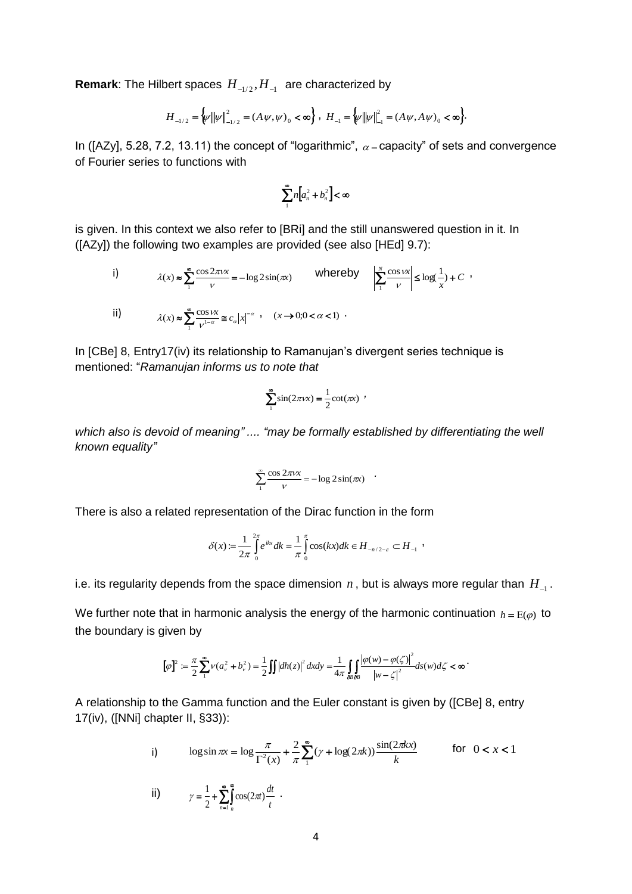**Remark**: The Hilbert spaces $H_{-1/2}, H_{-1}$ are characterized by

$$H_{-1/2} = \left\{ \psi \middle| \|\psi\|_{-1/2}^2 = (A\psi, \psi)_0 < \infty \right\}, \; H_{-1} = \left\{ \psi \middle| \|\psi\|_{-1}^2 = (A\psi, A\psi)_0 < \infty \right\}.$$

In ([AZy], 5.28, 7.2, 13.11) the concept of "logarithmic", $\alpha -$capacity" of sets and convergence of Fourier series to functions with

$$\sum_1^\infty n\left[a_n^2 + b_n^2\right] < \infty$$

is given. In this context we also refer to [BRi] and the still unanswered question in it. In ([AZy]) the following two examples are provided (see also [HEd] 9.7):

i) $\quad \lambda(x) \approx \sum_1^\infty \frac{\cos 2\pi\nu x}{\nu} = -\log 2\sin(\pi x) \qquad$ whereby $\quad \left|\sum_1^N \frac{\cos \nu x}{\nu}\right| \leq \log(\frac{1}{x}) + C$ ,

ii) $\quad \lambda(x) \approx \sum_1^\infty \frac{\cos \nu x}{\nu^{1-\alpha}} \cong c_\alpha |x|^{-\alpha}$ , $\quad (x \to 0; 0 < \alpha < 1)$ .

In [CBe] 8, Entry17(iv) its relationship to Ramanujan's divergent series technique is mentioned: "*Ramanujan informs us to note that*

$$\sum_1^\infty \sin(2\pi\nu x) = \frac{1}{2}\cot(\pi x) \text{ ,}$$

*which also is devoid of meaning" .... "may be formally established by differentiating the well known equality"*

$$\sum_1^\infty \frac{\cos 2\pi\nu x}{\nu} = -\log 2\sin(\pi x) \quad .$$

There is also a related representation of the Dirac function in the form

$$\delta(x) := \frac{1}{2\pi}\int_0^{2\pi} e^{ikx} dk = \frac{1}{\pi}\int_0^\pi \cos(kx) dk \in H_{-n/2-\varepsilon} \subset H_{-1} \text{ ,}$$

i.e. its regularity depends from the space dimension $n$, but is always more regular than $H_{-1}$.

We further note that in harmonic analysis the energy of the harmonic continuation $h = \mathrm{E}(\varphi)$ to the boundary is given by

$$[\varphi]^2 := \frac{\pi}{2}\sum_1^\infty \nu(a_\nu^2 + b_\nu^2) = \frac{1}{2}\iint |dh(z)|^2 dxdy = \frac{1}{4\pi}\int_{\partial B}\int_{\partial B} \frac{|\varphi(w) - \varphi(\zeta)|^2}{|w - \zeta|^2} ds(w) d\zeta < \infty .$$

A relationship to the Gamma function and the Euler constant is given by ([CBe] 8, entry 17(iv), ([NNi] chapter II, §33)):

i) $\quad \log\sin\pi x = \log\frac{\pi}{\Gamma^2(x)} + \frac{2}{\pi}\sum_1^\infty (\gamma + \log(2\pi k))\frac{\sin(2\pi k x)}{k} \qquad$ for $\; 0 < x < 1$

ii) $\quad \gamma = \frac{1}{2} + \sum_{n=1}^\infty \int_n^\infty \cos(2\pi t)\frac{dt}{t}$ .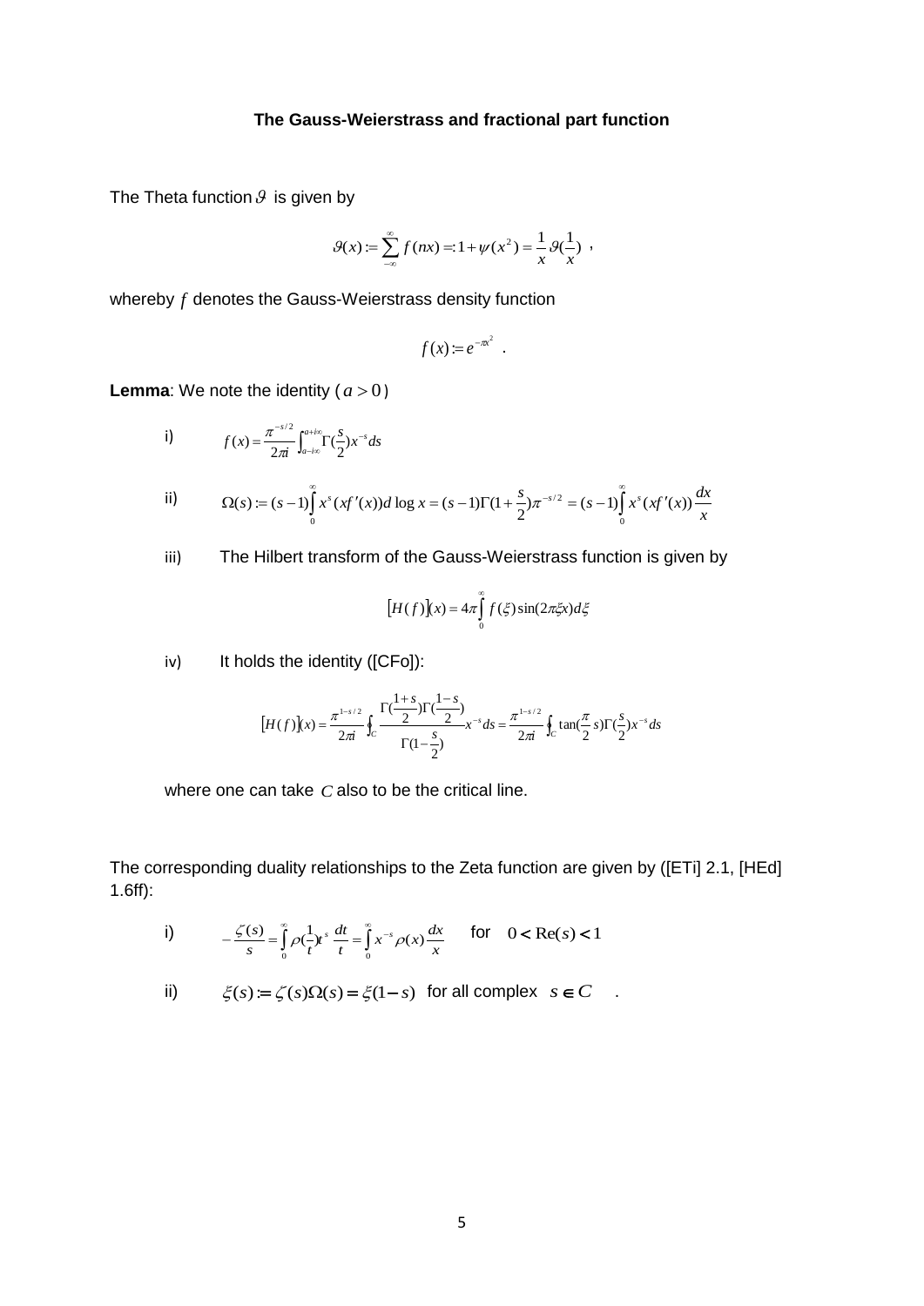**The Gauss-Weierstrass and fractional part function**

The Theta function $\vartheta$ is given by

$$\vartheta(x) := \sum_{-\infty}^{\infty} f(nx) =: 1 + \psi(x^2) = \frac{1}{x}\vartheta(\frac{1}{x}) \ ,$$

whereby $f$ denotes the Gauss-Weierstrass density function

$$f(x) := e^{-\pi x^2} \ .$$

**Lemma**: We note the identity ($a > 0$)

i) $$f(x) = \frac{\pi^{-s/2}}{2\pi i}\int_{a-i\infty}^{a+i\infty}\Gamma(\frac{s}{2})x^{-s}ds$$

ii) $$\Omega(s) := (s-1)\int_0^\infty x^s(xf'(x))d\log x = (s-1)\Gamma(1+\frac{s}{2})\pi^{-s/2} = (s-1)\int_0^\infty x^s(xf'(x))\frac{dx}{x}$$

iii) The Hilbert transform of the Gauss-Weierstrass function is given by

$$[H(f)](x) = 4\pi\int_0^\infty f(\xi)\sin(2\pi\xi x)d\xi$$

iv) It holds the identity ([CFo]):

$$[H(f)](x) = \frac{\pi^{1-s/2}}{2\pi i}\oint_C \frac{\Gamma(\frac{1+s}{2})\Gamma(\frac{1-s}{2})}{\Gamma(1-\frac{s}{2})}x^{-s}ds = \frac{\pi^{1-s/2}}{2\pi i}\oint_C \tan(\frac{\pi}{2}s)\Gamma(\frac{s}{2})x^{-s}ds$$

where one can take $C$ also to be the critical line.

The corresponding duality relationships to the Zeta function are given by ([ETi] 2.1, [HEd] 1.6ff):

i) $$-\frac{\zeta(s)}{s} = \int_0^\infty \rho(\frac{1}{t})t^s\frac{dt}{t} = \int_0^\infty x^{-s}\rho(x)\frac{dx}{x} \quad \text{for} \quad 0 < \mathrm{Re}(s) < 1$$

ii) $\xi(s) := \zeta(s)\Omega(s) = \xi(1-s)$ for all complex $s \in C$ .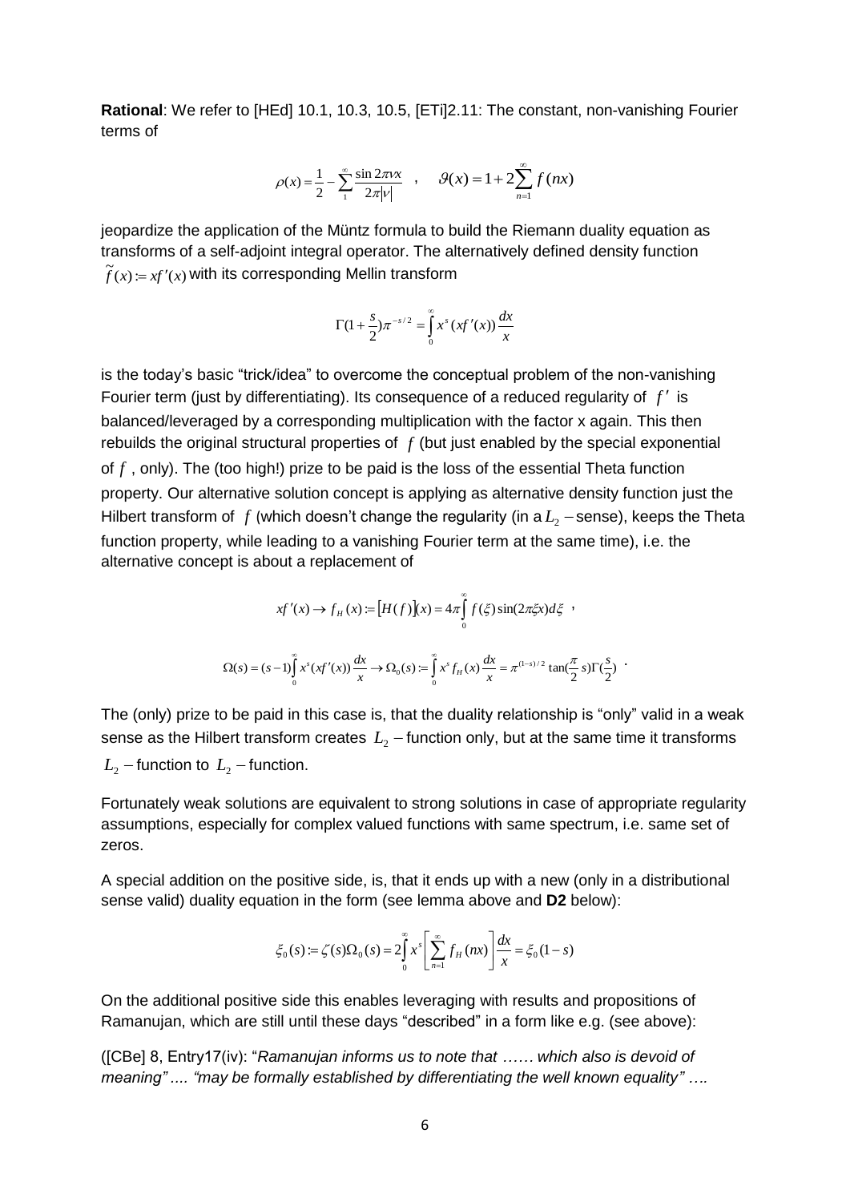**Rational**: We refer to [HEd] 10.1, 10.3, 10.5, [ETi]2.11: The constant, non-vanishing Fourier terms of

$$\rho(x) = \frac{1}{2} - \sum_{1}^{\infty} \frac{\sin 2\pi\nu x}{2\pi|\nu|} \quad , \quad \vartheta(x) = 1 + 2\sum_{n=1}^{\infty} f(nx)$$

jeopardize the application of the Müntz formula to build the Riemann duality equation as transforms of a self-adjoint integral operator. The alternatively defined density function $\tilde{f}(x) := xf'(x)$ with its corresponding Mellin transform

$$\Gamma(1+\frac{s}{2})\pi^{-s/2} = \int_0^{\infty} x^s (xf'(x)) \frac{dx}{x}$$

is the today's basic "trick/idea" to overcome the conceptual problem of the non-vanishing Fourier term (just by differentiating). Its consequence of a reduced regularity of $f'$ is balanced/leveraged by a corresponding multiplication with the factor x again. This then rebuilds the original structural properties of $f$ (but just enabled by the special exponential of $f$, only). The (too high!) prize to be paid is the loss of the essential Theta function property. Our alternative solution concept is applying as alternative density function just the Hilbert transform of $f$ (which doesn't change the regularity (in a $L_2$ – sense), keeps the Theta function property, while leading to a vanishing Fourier term at the same time), i.e. the alternative concept is about a replacement of

$$xf'(x) \to f_H(x) := [H(f)](x) = 4\pi \int_0^{\infty} f(\xi)\sin(2\pi\xi x)d\xi \ ,$$

$$\Omega(s) = (s-1)\int_0^{\infty} x^s (xf'(x)) \frac{dx}{x} \to \Omega_0(s) := \int_0^{\infty} x^s f_H(x) \frac{dx}{x} = \pi^{(1-s)/2} \tan(\frac{\pi}{2}s)\Gamma(\frac{s}{2}) \ .$$

The (only) prize to be paid in this case is, that the duality relationship is "only" valid in a weak sense as the Hilbert transform creates $L_2$ – function only, but at the same time it transforms $L_2$ – function to $L_2$ – function.

Fortunately weak solutions are equivalent to strong solutions in case of appropriate regularity assumptions, especially for complex valued functions with same spectrum, i.e. same set of zeros.

A special addition on the positive side, is, that it ends up with a new (only in a distributional sense valid) duality equation in the form (see lemma above and **D2** below):

$$\xi_0(s) := \zeta(s)\Omega_0(s) = 2\int_0^{\infty} x^s \left[\sum_{n=1}^{\infty} f_H(nx)\right] \frac{dx}{x} = \xi_0(1-s)$$

On the additional positive side this enables leveraging with results and propositions of Ramanujan, which are still until these days "described" in a form like e.g. (see above):

([CBe] 8, Entry17(iv): "*Ramanujan informs us to note that …… which also is devoid of meaning" …. "may be formally established by differentiating the well known equality" ….*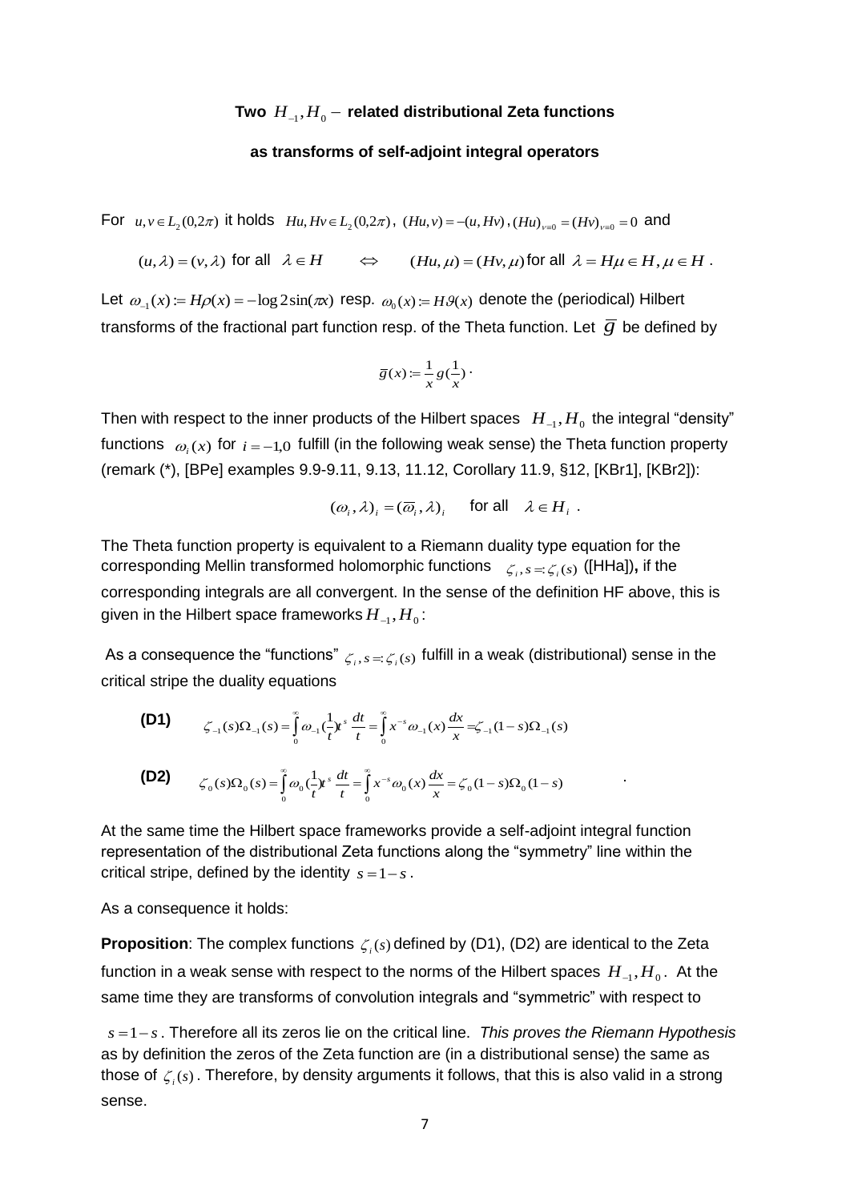**Two $H_{-1}, H_0 -$ related distributional Zeta functions**

**as transforms of self-adjoint integral operators**

For $u, v \in L_2(0,2\pi)$ it holds $Hu, Hv \in L_2(0,2\pi)$, $(Hu, v) = -(u, Hv)$, $(Hu)_{\nu=0} = (Hv)_{\nu=0} = 0$ and

$$(u,\lambda) = (v,\lambda) \text{ for all } \lambda \in H \qquad \Leftrightarrow \qquad (Hu,\mu) = (Hv,\mu) \text{ for all } \lambda = H\mu \in H, \mu \in H .$$

Let $\omega_{-1}(x) := H\rho(x) = -\log 2\sin(\pi x)$ resp. $\omega_0(x) := H\vartheta(x)$ denote the (periodical) Hilbert transforms of the fractional part function resp. of the Theta function. Let $\overline{g}$ be defined by

$$\overline{g}(x) := \frac{1}{x} g(\frac{1}{x}) .$$

Then with respect to the inner products of the Hilbert spaces $H_{-1}, H_0$ the integral "density" functions $\omega_i(x)$ for $i = -1,0$ fulfill (in the following weak sense) the Theta function property (remark (*), [BPe] examples 9.9-9.11, 9.13, 11.12, Corollary 11.9, §12, [KBr1], [KBr2]):

$$(\omega_i, \lambda)_i = (\overline{\omega}_i, \lambda)_i \quad \text{ for all } \quad \lambda \in H_i .$$

The Theta function property is equivalent to a Riemann duality type equation for the corresponding Mellin transformed holomorphic functions $\zeta_i, s =: \zeta_i(s)$ ([HHa])**,** if the corresponding integrals are all convergent. In the sense of the definition HF above, this is given in the Hilbert space frameworks $H_{-1}, H_0$:

As a consequence the "functions" $\zeta_i, s =: \zeta_i(s)$ fulfill in a weak (distributional) sense in the critical stripe the duality equations

**(D1)** $$\zeta_{-1}(s)\Omega_{-1}(s) = \int_0^\infty \omega_{-1}(\frac{1}{t}) t^s \frac{dt}{t} = \int_0^\infty x^{-s} \omega_{-1}(x) \frac{dx}{x} = \zeta_{-1}(1-s)\Omega_{-1}(s)$$

**(D2)** $$\zeta_0(s)\Omega_0(s) = \int_0^\infty \omega_0(\frac{1}{t}) t^s \frac{dt}{t} = \int_0^\infty x^{-s} \omega_0(x) \frac{dx}{x} = \zeta_0(1-s)\Omega_0(1-s) .$$

At the same time the Hilbert space frameworks provide a self-adjoint integral function representation of the distributional Zeta functions along the "symmetry" line within the critical stripe, defined by the identity $s = 1-s$.

As a consequence it holds:

**Proposition**: The complex functions $\zeta_i(s)$ defined by (D1), (D2) are identical to the Zeta function in a weak sense with respect to the norms of the Hilbert spaces $H_{-1}, H_0$. At the same time they are transforms of convolution integrals and "symmetric" with respect to $s = 1-s$. Therefore all its zeros lie on the critical line. *This proves the Riemann Hypothesis* as by definition the zeros of the Zeta function are (in a distributional sense) the same as those of $\zeta_i(s)$. Therefore, by density arguments it follows, that this is also valid in a strong sense.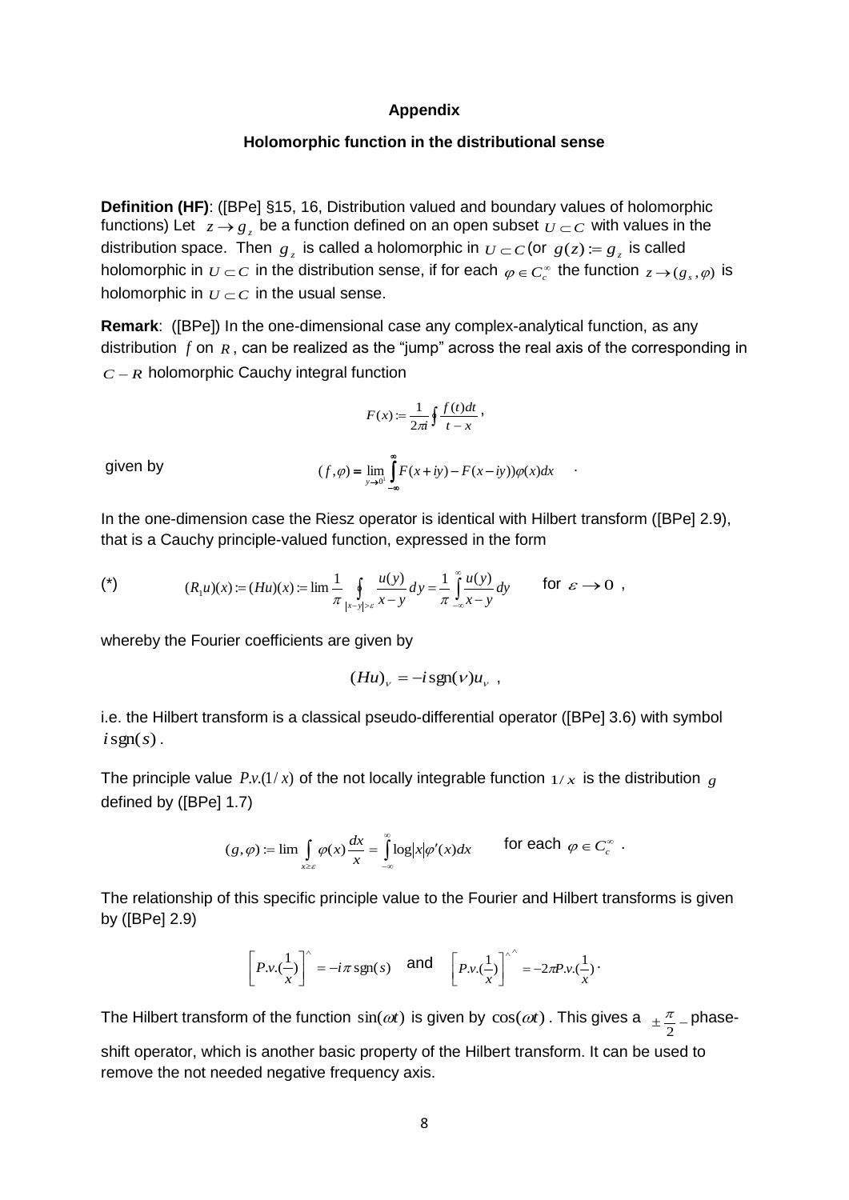## Appendix

### Holomorphic function in the distributional sense

**Definition (HF)**: ([BPe] §15, 16, Distribution valued and boundary values of holomorphic functions) Let $z \to g_z$ be a function defined on an open subset $U \subset C$ with values in the distribution space. Then $g_z$ is called a holomorphic in $U \subset C$ (or $g(z) := g_z$ is called holomorphic in $U \subset C$ in the distribution sense, if for each $\varphi \in C_c^\infty$ the function $z \to (g_s, \varphi)$ is holomorphic in $U \subset C$ in the usual sense.

**Remark**: ([BPe]) In the one-dimensional case any complex-analytical function, as any distribution $f$ on $R$, can be realized as the "jump" across the real axis of the corresponding in $C - R$ holomorphic Cauchy integral function

$$F(x) := \frac{1}{2\pi i} \oint \frac{f(t)dt}{t-x} ,$$

given by

$$(f, \varphi) = \lim_{y \to 0^1} \int_{-\infty}^{\infty} F(x+iy) - F(x-iy))\varphi(x)dx \quad .$$

In the one-dimension case the Riesz operator is identical with Hilbert transform ([BPe] 2.9), that is a Cauchy principle-valued function, expressed in the form

(*) $$(R_1 u)(x) := (Hu)(x) := \lim \frac{1}{\pi} \oint_{|x-y|>\varepsilon} \frac{u(y)}{x-y} dy = \frac{1}{\pi} \int_{-\infty}^{\infty} \frac{u(y)}{x-y} dy \qquad \text{for } \varepsilon \to 0 ,$$

whereby the Fourier coefficients are given by

$$(Hu)_\nu = -i \operatorname{sgn}(\nu) u_\nu ,$$

i.e. the Hilbert transform is a classical pseudo-differential operator ([BPe] 3.6) with symbol $i \operatorname{sgn}(s)$.

The principle value $P.v.(1/x)$ of the not locally integrable function $1/x$ is the distribution $g$ defined by ([BPe] 1.7)

$$(g, \varphi) := \lim \int_{x \geq \varepsilon} \varphi(x) \frac{dx}{x} = \int_{-\infty}^{\infty} \log|x| \varphi'(x) dx \qquad \text{for each } \varphi \in C_c^\infty .$$

The relationship of this specific principle value to the Fourier and Hilbert transforms is given by ([BPe] 2.9)

$$\left[ P.v.(\frac{1}{x}) \right]^\wedge = -i\pi \operatorname{sgn}(s) \quad \text{and} \quad \left[ P.v.(\frac{1}{x}) \right]^{\wedge\wedge} = -2\pi P.v.(\frac{1}{x}) .$$

The Hilbert transform of the function $\sin(\omega t)$ is given by $\cos(\omega t)$. This gives a $\pm \frac{\pi}{2}$ – phase-shift operator, which is another basic property of the Hilbert transform. It can be used to remove the not needed negative frequency axis.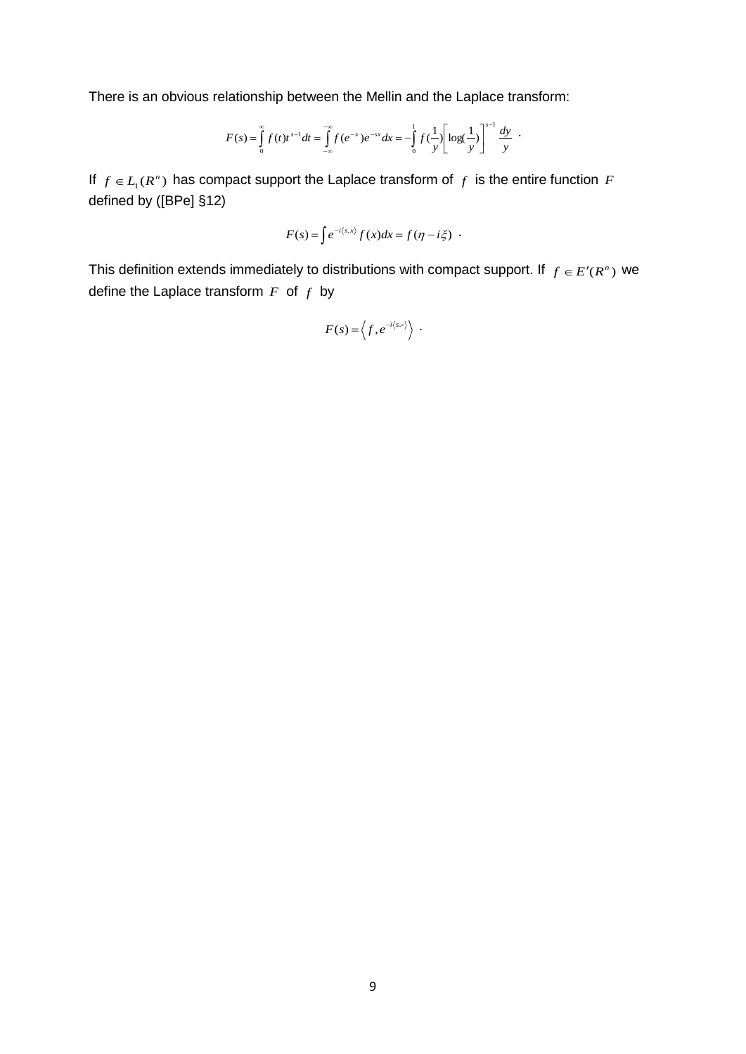There is an obvious relationship between the Mellin and the Laplace transform:

$$F(s)=\int_{0}^{\infty} f(t)t^{s-1}dt=\int_{-\infty}^{-\infty} f(e^{-x})e^{-sx}dx=-\int_{0}^{1} f(\frac{1}{y})\left[\log(\frac{1}{y})\right]^{s-1}\frac{dy}{y} \ .$$

If $f\in L_1(R^n)$ has compact support the Laplace transform of $f$ is the entire function $F$ defined by ([BPe] §12)

$$F(s)=\int e^{-i\langle s,x\rangle} f(x)dx=f(\eta-i\xi) \ .$$

This definition extends immediately to distributions with compact support. If $f\in E'(R^n)$ we define the Laplace transform $F$ of $f$ by

$$F(s)=\left\langle f,e^{-i\langle s,\cdot\rangle}\right\rangle \ .$$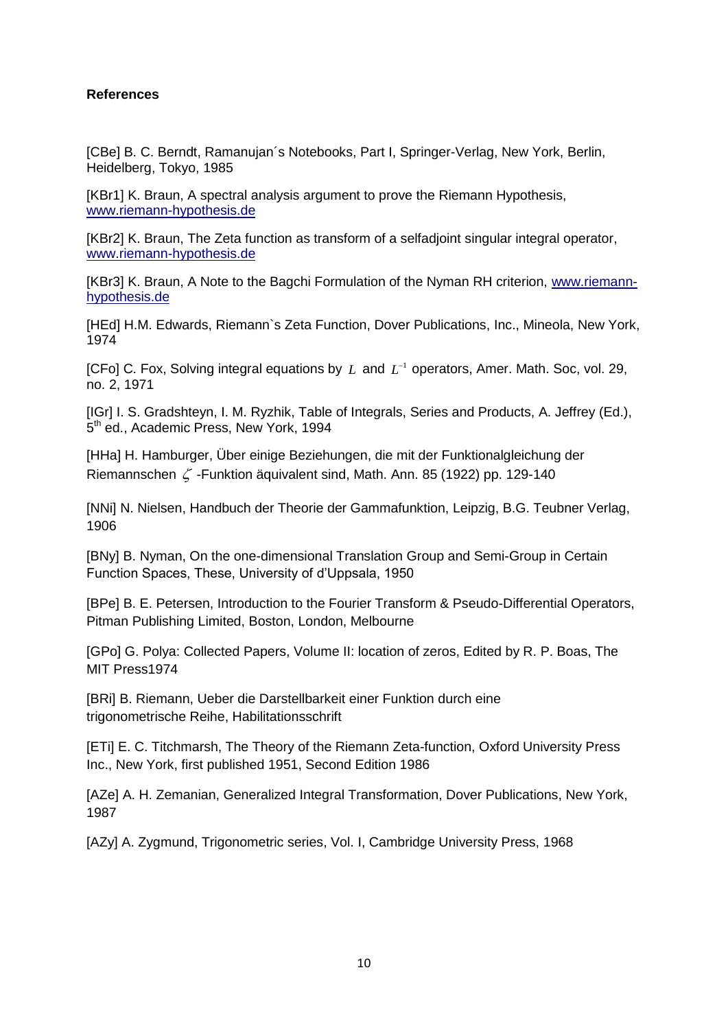**References**

[CBe] B. C. Berndt, Ramanujan´s Notebooks, Part I, Springer-Verlag, New York, Berlin, Heidelberg, Tokyo, 1985

[KBr1] K. Braun, A spectral analysis argument to prove the Riemann Hypothesis, www.riemann-hypothesis.de

[KBr2] K. Braun, The Zeta function as transform of a selfadjoint singular integral operator, www.riemann-hypothesis.de

[KBr3] K. Braun, A Note to the Bagchi Formulation of the Nyman RH criterion, www.riemann-hypothesis.de

[HEd] H.M. Edwards, Riemann`s Zeta Function, Dover Publications, Inc., Mineola, New York, 1974

[CFo] C. Fox, Solving integral equations by $L$ and $L^{-1}$ operators, Amer. Math. Soc, vol. 29, no. 2, 1971

[IGr] I. S. Gradshteyn, I. M. Ryzhik, Table of Integrals, Series and Products, A. Jeffrey (Ed.), 5th ed., Academic Press, New York, 1994

[HHa] H. Hamburger, Über einige Beziehungen, die mit der Funktionalgleichung der Riemannschen $\zeta$ -Funktion äquivalent sind, Math. Ann. 85 (1922) pp. 129-140

[NNi] N. Nielsen, Handbuch der Theorie der Gammafunktion, Leipzig, B.G. Teubner Verlag, 1906

[BNy] B. Nyman, On the one-dimensional Translation Group and Semi-Group in Certain Function Spaces, These, University of d'Uppsala, 1950

[BPe] B. E. Petersen, Introduction to the Fourier Transform & Pseudo-Differential Operators, Pitman Publishing Limited, Boston, London, Melbourne

[GPo] G. Polya: Collected Papers, Volume II: location of zeros, Edited by R. P. Boas, The MIT Press1974

[BRi] B. Riemann, Ueber die Darstellbarkeit einer Funktion durch eine trigonometrische Reihe, Habilitationsschrift

[ETi] E. C. Titchmarsh, The Theory of the Riemann Zeta-function, Oxford University Press Inc., New York, first published 1951, Second Edition 1986

[AZe] A. H. Zemanian, Generalized Integral Transformation, Dover Publications, New York, 1987

[AZy] A. Zygmund, Trigonometric series, Vol. I, Cambridge University Press, 1968